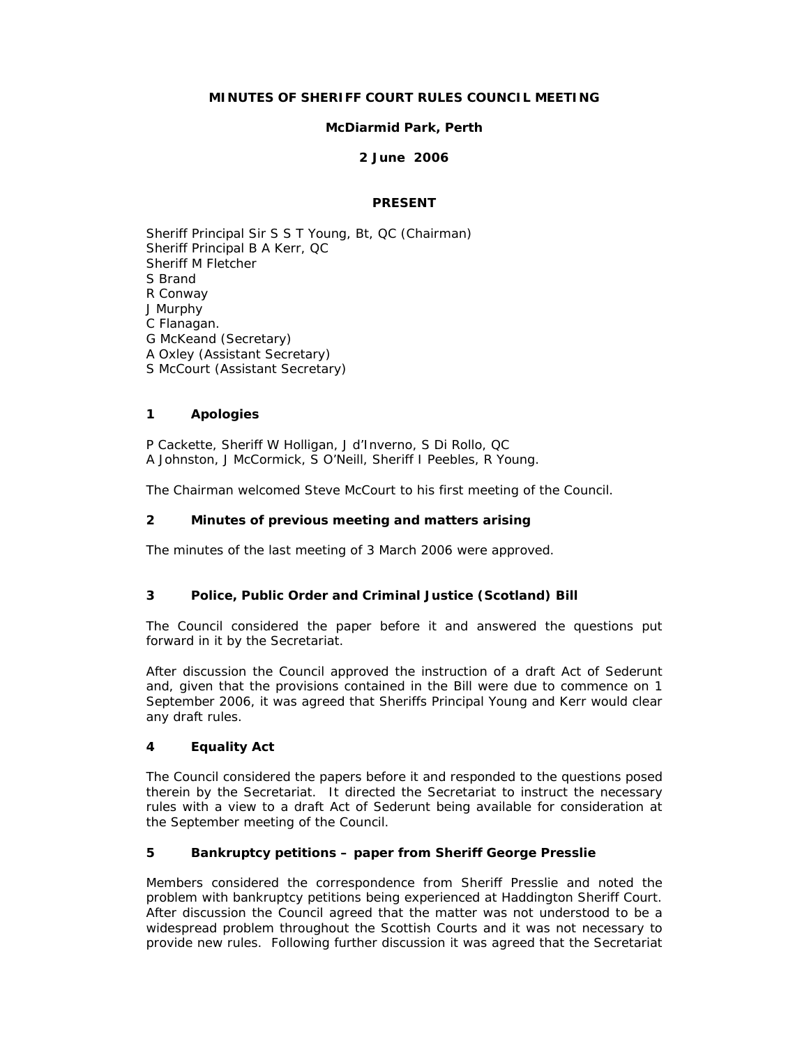**MINUTES OF SHERIFF COURT RULES COUNCIL MEETING**

**McDiarmid Park, Perth**

**2 June 2006**

**PRESENT**

Sheriff Principal Sir S S T Young, Bt, QC (Chairman)
Sheriff Principal B A Kerr, QC
Sheriff M Fletcher
S Brand
R Conway
J Murphy
C Flanagan.
G McKeand (Secretary)
A Oxley (Assistant Secretary)
S McCourt (Assistant Secretary)

## 1 Apologies

P Cackette, Sheriff W Holligan, J d'Inverno, S Di Rollo, QC
A Johnston, J McCormick, S O'Neill, Sheriff I Peebles, R Young.

The Chairman welcomed Steve McCourt to his first meeting of the Council.

## 2 Minutes of previous meeting and matters arising

The minutes of the last meeting of 3 March 2006 were approved.

## 3 Police, Public Order and Criminal Justice (Scotland) Bill

The Council considered the paper before it and answered the questions put forward in it by the Secretariat.

After discussion the Council approved the instruction of a draft Act of Sederunt and, given that the provisions contained in the Bill were due to commence on 1 September 2006, it was agreed that Sheriffs Principal Young and Kerr would clear any draft rules.

## 4 Equality Act

The Council considered the papers before it and responded to the questions posed therein by the Secretariat. It directed the Secretariat to instruct the necessary rules with a view to a draft Act of Sederunt being available for consideration at the September meeting of the Council.

## 5 Bankruptcy petitions – paper from Sheriff George Presslie

Members considered the correspondence from Sheriff Presslie and noted the problem with bankruptcy petitions being experienced at Haddington Sheriff Court. After discussion the Council agreed that the matter was not understood to be a widespread problem throughout the Scottish Courts and it was not necessary to provide new rules. Following further discussion it was agreed that the Secretariat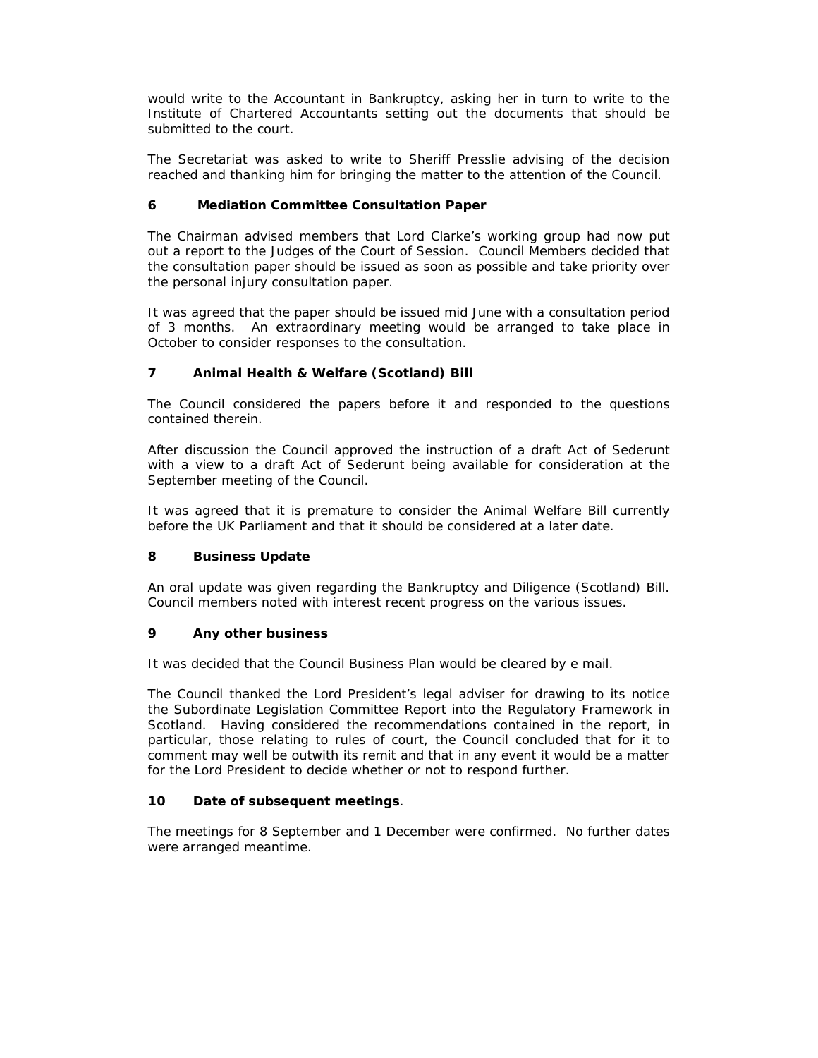would write to the Accountant in Bankruptcy, asking her in turn to write to the Institute of Chartered Accountants setting out the documents that should be submitted to the court.

The Secretariat was asked to write to Sheriff Presslie advising of the decision reached and thanking him for bringing the matter to the attention of the Council.

**6 Mediation Committee Consultation Paper**

The Chairman advised members that Lord Clarke's working group had now put out a report to the Judges of the Court of Session. Council Members decided that the consultation paper should be issued as soon as possible and take priority over the personal injury consultation paper.

It was agreed that the paper should be issued mid June with a consultation period of 3 months. An extraordinary meeting would be arranged to take place in October to consider responses to the consultation.

**7 Animal Health & Welfare (Scotland) Bill**

The Council considered the papers before it and responded to the questions contained therein.

After discussion the Council approved the instruction of a draft Act of Sederunt with a view to a draft Act of Sederunt being available for consideration at the September meeting of the Council.

It was agreed that it is premature to consider the Animal Welfare Bill currently before the UK Parliament and that it should be considered at a later date.

**8 Business Update**

An oral update was given regarding the Bankruptcy and Diligence (Scotland) Bill. Council members noted with interest recent progress on the various issues.

**9 Any other business**

It was decided that the Council Business Plan would be cleared by e mail.

The Council thanked the Lord President's legal adviser for drawing to its notice the Subordinate Legislation Committee Report into the Regulatory Framework in Scotland. Having considered the recommendations contained in the report, in particular, those relating to rules of court, the Council concluded that for it to comment may well be outwith its remit and that in any event it would be a matter for the Lord President to decide whether or not to respond further.

**10 Date of subsequent meetings**.

The meetings for 8 September and 1 December were confirmed. No further dates were arranged meantime.